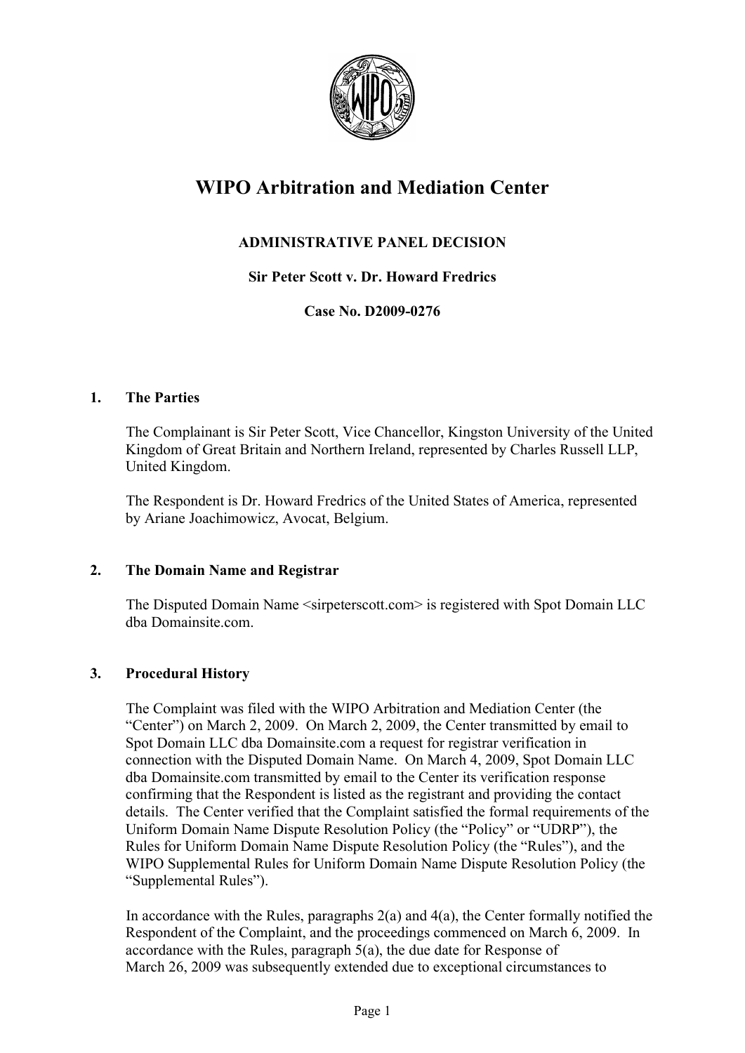# WIPO Arbitration and Mediation Center

## ADMINISTRATIVE PANEL DECISION

**Sir Peter Scott v. Dr. Howard Fredrics**

**Case No. D2009-0276**

## 1. The Parties

The Complainant is Sir Peter Scott, Vice Chancellor, Kingston University of the United Kingdom of Great Britain and Northern Ireland, represented by Charles Russell LLP, United Kingdom.

The Respondent is Dr. Howard Fredrics of the United States of America, represented by Ariane Joachimowicz, Avocat, Belgium.

## 2. The Domain Name and Registrar

The Disputed Domain Name <sirpeterscott.com> is registered with Spot Domain LLC dba Domainsite.com.

## 3. Procedural History

The Complaint was filed with the WIPO Arbitration and Mediation Center (the "Center") on March 2, 2009. On March 2, 2009, the Center transmitted by email to Spot Domain LLC dba Domainsite.com a request for registrar verification in connection with the Disputed Domain Name. On March 4, 2009, Spot Domain LLC dba Domainsite.com transmitted by email to the Center its verification response confirming that the Respondent is listed as the registrant and providing the contact details. The Center verified that the Complaint satisfied the formal requirements of the Uniform Domain Name Dispute Resolution Policy (the "Policy" or "UDRP"), the Rules for Uniform Domain Name Dispute Resolution Policy (the "Rules"), and the WIPO Supplemental Rules for Uniform Domain Name Dispute Resolution Policy (the "Supplemental Rules").

In accordance with the Rules, paragraphs 2(a) and 4(a), the Center formally notified the Respondent of the Complaint, and the proceedings commenced on March 6, 2009. In accordance with the Rules, paragraph 5(a), the due date for Response of March 26, 2009 was subsequently extended due to exceptional circumstances to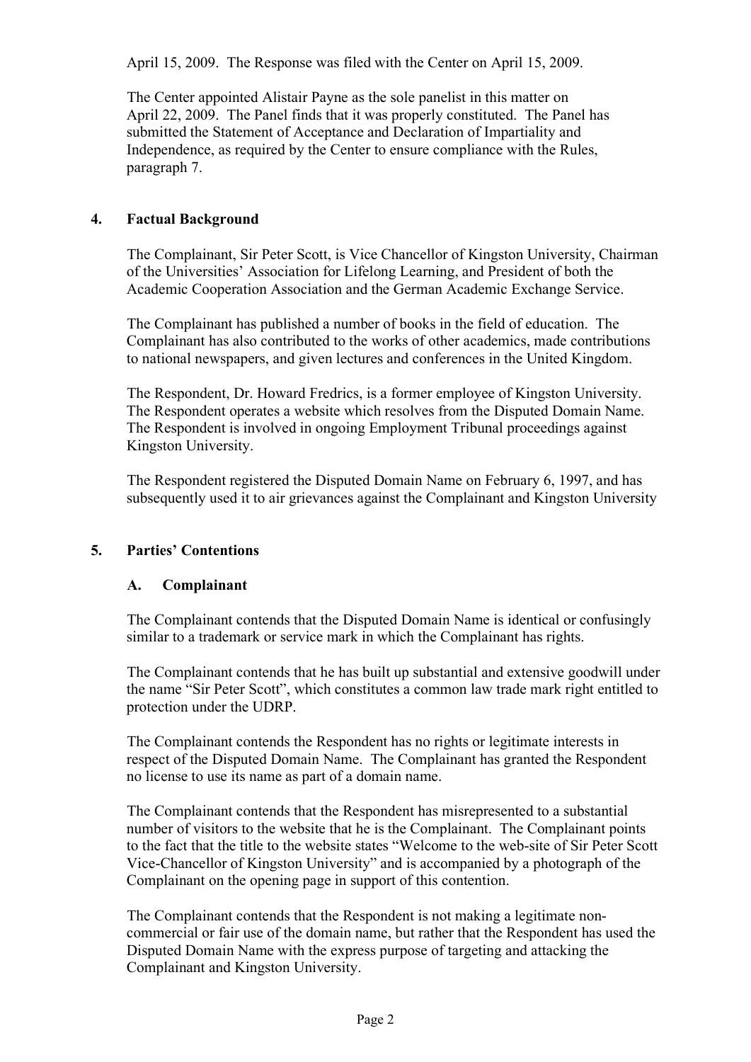April 15, 2009. The Response was filed with the Center on April 15, 2009.

The Center appointed Alistair Payne as the sole panelist in this matter on April 22, 2009. The Panel finds that it was properly constituted. The Panel has submitted the Statement of Acceptance and Declaration of Impartiality and Independence, as required by the Center to ensure compliance with the Rules, paragraph 7.

## 4. Factual Background

The Complainant, Sir Peter Scott, is Vice Chancellor of Kingston University, Chairman of the Universities' Association for Lifelong Learning, and President of both the Academic Cooperation Association and the German Academic Exchange Service.

The Complainant has published a number of books in the field of education. The Complainant has also contributed to the works of other academics, made contributions to national newspapers, and given lectures and conferences in the United Kingdom.

The Respondent, Dr. Howard Fredrics, is a former employee of Kingston University. The Respondent operates a website which resolves from the Disputed Domain Name. The Respondent is involved in ongoing Employment Tribunal proceedings against Kingston University.

The Respondent registered the Disputed Domain Name on February 6, 1997, and has subsequently used it to air grievances against the Complainant and Kingston University

## 5. Parties' Contentions

### A. Complainant

The Complainant contends that the Disputed Domain Name is identical or confusingly similar to a trademark or service mark in which the Complainant has rights.

The Complainant contends that he has built up substantial and extensive goodwill under the name "Sir Peter Scott", which constitutes a common law trade mark right entitled to protection under the UDRP.

The Complainant contends the Respondent has no rights or legitimate interests in respect of the Disputed Domain Name. The Complainant has granted the Respondent no license to use its name as part of a domain name.

The Complainant contends that the Respondent has misrepresented to a substantial number of visitors to the website that he is the Complainant. The Complainant points to the fact that the title to the website states "Welcome to the web-site of Sir Peter Scott Vice-Chancellor of Kingston University" and is accompanied by a photograph of the Complainant on the opening page in support of this contention.

The Complainant contends that the Respondent is not making a legitimate non-commercial or fair use of the domain name, but rather that the Respondent has used the Disputed Domain Name with the express purpose of targeting and attacking the Complainant and Kingston University.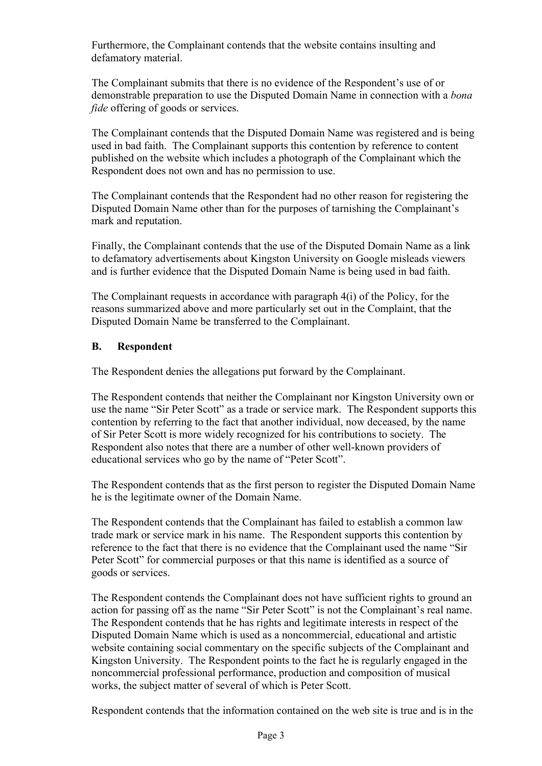Furthermore, the Complainant contends that the website contains insulting and defamatory material.

The Complainant submits that there is no evidence of the Respondent's use of or demonstrable preparation to use the Disputed Domain Name in connection with a *bona fide* offering of goods or services.

The Complainant contends that the Disputed Domain Name was registered and is being used in bad faith. The Complainant supports this contention by reference to content published on the website which includes a photograph of the Complainant which the Respondent does not own and has no permission to use.

The Complainant contends that the Respondent had no other reason for registering the Disputed Domain Name other than for the purposes of tarnishing the Complainant's mark and reputation.

Finally, the Complainant contends that the use of the Disputed Domain Name as a link to defamatory advertisements about Kingston University on Google misleads viewers and is further evidence that the Disputed Domain Name is being used in bad faith.

The Complainant requests in accordance with paragraph 4(i) of the Policy, for the reasons summarized above and more particularly set out in the Complaint, that the Disputed Domain Name be transferred to the Complainant.

## B. Respondent

The Respondent denies the allegations put forward by the Complainant.

The Respondent contends that neither the Complainant nor Kingston University own or use the name "Sir Peter Scott" as a trade or service mark. The Respondent supports this contention by referring to the fact that another individual, now deceased, by the name of Sir Peter Scott is more widely recognized for his contributions to society. The Respondent also notes that there are a number of other well-known providers of educational services who go by the name of "Peter Scott".

The Respondent contends that as the first person to register the Disputed Domain Name he is the legitimate owner of the Domain Name.

The Respondent contends that the Complainant has failed to establish a common law trade mark or service mark in his name. The Respondent supports this contention by reference to the fact that there is no evidence that the Complainant used the name "Sir Peter Scott" for commercial purposes or that this name is identified as a source of goods or services.

The Respondent contends the Complainant does not have sufficient rights to ground an action for passing off as the name "Sir Peter Scott" is not the Complainant's real name. The Respondent contends that he has rights and legitimate interests in respect of the Disputed Domain Name which is used as a noncommercial, educational and artistic website containing social commentary on the specific subjects of the Complainant and Kingston University. The Respondent points to the fact he is regularly engaged in the noncommercial professional performance, production and composition of musical works, the subject matter of several of which is Peter Scott.

Respondent contends that the information contained on the web site is true and is in the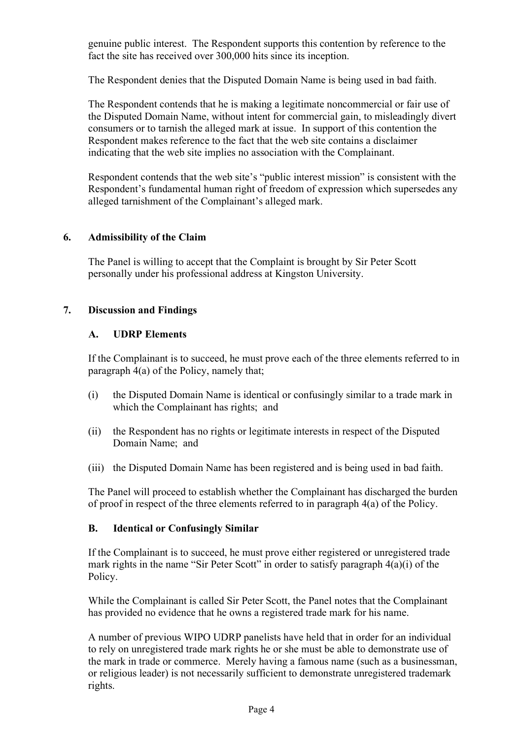genuine public interest. The Respondent supports this contention by reference to the fact the site has received over 300,000 hits since its inception.

The Respondent denies that the Disputed Domain Name is being used in bad faith.

The Respondent contends that he is making a legitimate noncommercial or fair use of the Disputed Domain Name, without intent for commercial gain, to misleadingly divert consumers or to tarnish the alleged mark at issue. In support of this contention the Respondent makes reference to the fact that the web site contains a disclaimer indicating that the web site implies no association with the Complainant.

Respondent contends that the web site's "public interest mission" is consistent with the Respondent's fundamental human right of freedom of expression which supersedes any alleged tarnishment of the Complainant's alleged mark.

## 6. Admissibility of the Claim

The Panel is willing to accept that the Complaint is brought by Sir Peter Scott personally under his professional address at Kingston University.

## 7. Discussion and Findings

### A. UDRP Elements

If the Complainant is to succeed, he must prove each of the three elements referred to in paragraph 4(a) of the Policy, namely that;

(i) the Disputed Domain Name is identical or confusingly similar to a trade mark in which the Complainant has rights; and

(ii) the Respondent has no rights or legitimate interests in respect of the Disputed Domain Name; and

(iii) the Disputed Domain Name has been registered and is being used in bad faith.

The Panel will proceed to establish whether the Complainant has discharged the burden of proof in respect of the three elements referred to in paragraph 4(a) of the Policy.

### B. Identical or Confusingly Similar

If the Complainant is to succeed, he must prove either registered or unregistered trade mark rights in the name "Sir Peter Scott" in order to satisfy paragraph 4(a)(i) of the Policy.

While the Complainant is called Sir Peter Scott, the Panel notes that the Complainant has provided no evidence that he owns a registered trade mark for his name.

A number of previous WIPO UDRP panelists have held that in order for an individual to rely on unregistered trade mark rights he or she must be able to demonstrate use of the mark in trade or commerce. Merely having a famous name (such as a businessman, or religious leader) is not necessarily sufficient to demonstrate unregistered trademark rights.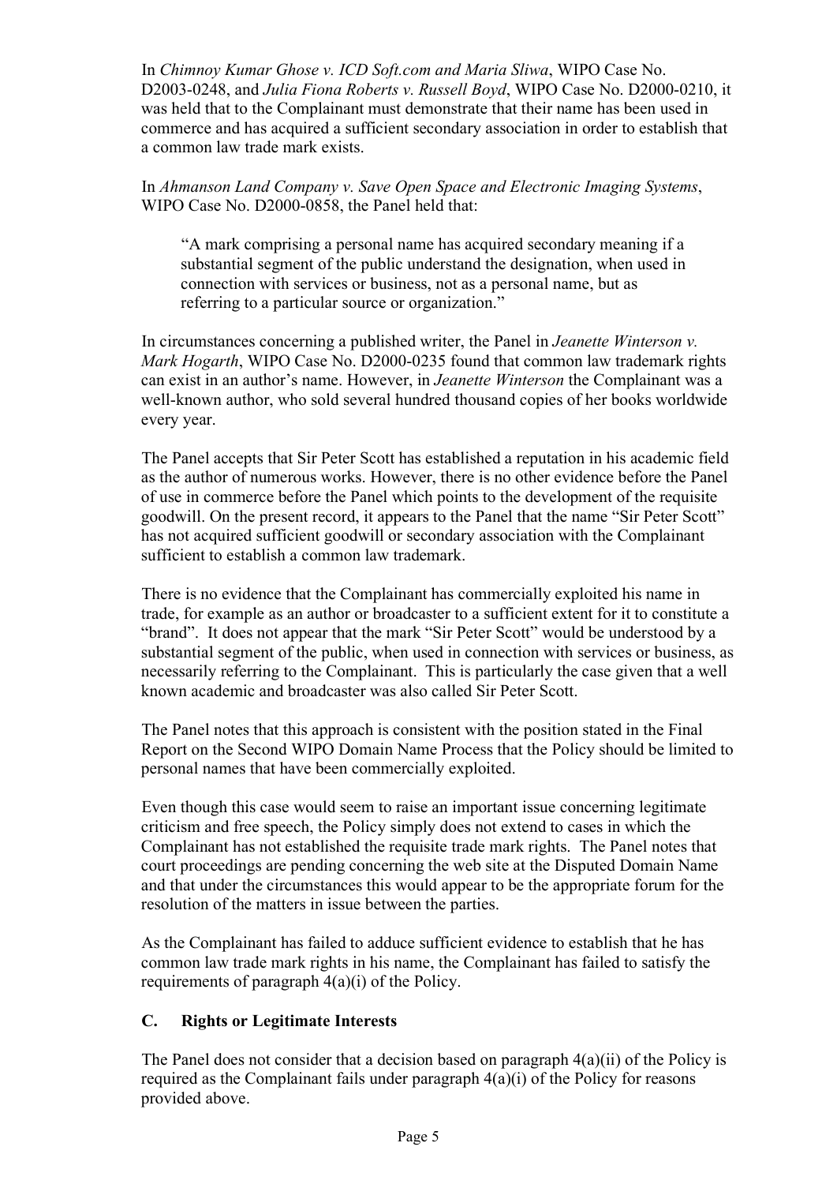In *Chimnoy Kumar Ghose v. ICD Soft.com and Maria Sliwa*, WIPO Case No. D2003-0248, and *Julia Fiona Roberts v. Russell Boyd*, WIPO Case No. D2000-0210, it was held that to the Complainant must demonstrate that their name has been used in commerce and has acquired a sufficient secondary association in order to establish that a common law trade mark exists.

In *Ahmanson Land Company v. Save Open Space and Electronic Imaging Systems*, WIPO Case No. D2000-0858, the Panel held that:

> "A mark comprising a personal name has acquired secondary meaning if a substantial segment of the public understand the designation, when used in connection with services or business, not as a personal name, but as referring to a particular source or organization."

In circumstances concerning a published writer, the Panel in *Jeanette Winterson v. Mark Hogarth*, WIPO Case No. D2000-0235 found that common law trademark rights can exist in an author's name. However, in *Jeanette Winterson* the Complainant was a well-known author, who sold several hundred thousand copies of her books worldwide every year.

The Panel accepts that Sir Peter Scott has established a reputation in his academic field as the author of numerous works. However, there is no other evidence before the Panel of use in commerce before the Panel which points to the development of the requisite goodwill. On the present record, it appears to the Panel that the name "Sir Peter Scott" has not acquired sufficient goodwill or secondary association with the Complainant sufficient to establish a common law trademark.

There is no evidence that the Complainant has commercially exploited his name in trade, for example as an author or broadcaster to a sufficient extent for it to constitute a "brand". It does not appear that the mark "Sir Peter Scott" would be understood by a substantial segment of the public, when used in connection with services or business, as necessarily referring to the Complainant. This is particularly the case given that a well known academic and broadcaster was also called Sir Peter Scott.

The Panel notes that this approach is consistent with the position stated in the Final Report on the Second WIPO Domain Name Process that the Policy should be limited to personal names that have been commercially exploited.

Even though this case would seem to raise an important issue concerning legitimate criticism and free speech, the Policy simply does not extend to cases in which the Complainant has not established the requisite trade mark rights. The Panel notes that court proceedings are pending concerning the web site at the Disputed Domain Name and that under the circumstances this would appear to be the appropriate forum for the resolution of the matters in issue between the parties.

As the Complainant has failed to adduce sufficient evidence to establish that he has common law trade mark rights in his name, the Complainant has failed to satisfy the requirements of paragraph 4(a)(i) of the Policy.

## C. Rights or Legitimate Interests

The Panel does not consider that a decision based on paragraph 4(a)(ii) of the Policy is required as the Complainant fails under paragraph 4(a)(i) of the Policy for reasons provided above.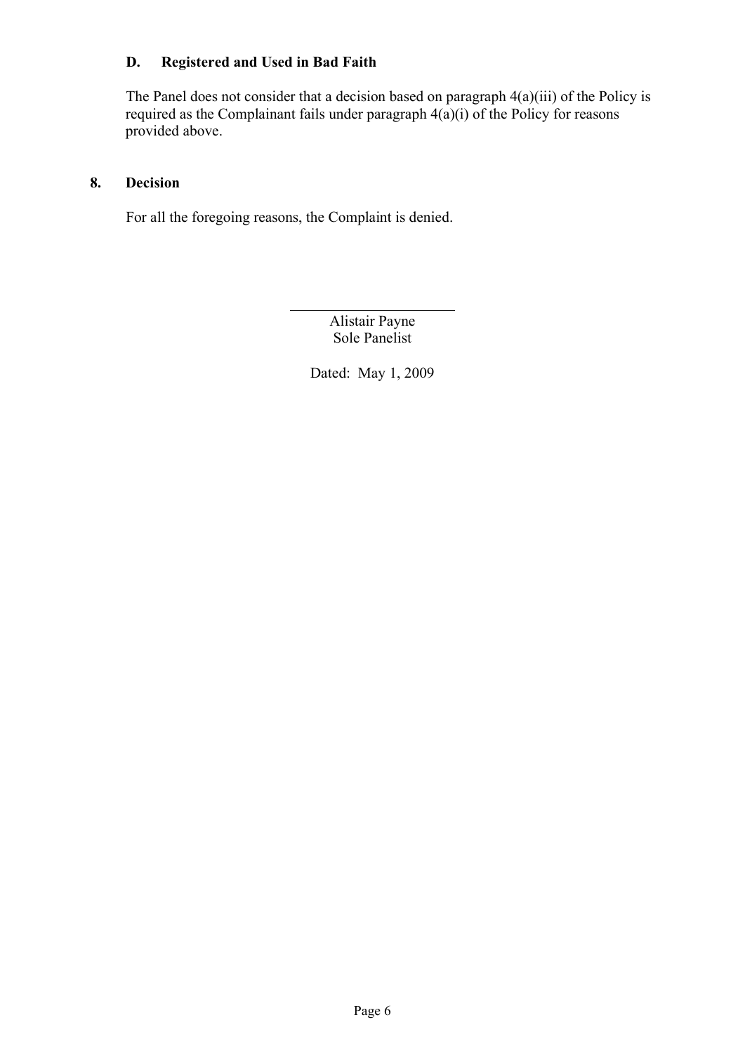### D. Registered and Used in Bad Faith

The Panel does not consider that a decision based on paragraph 4(a)(iii) of the Policy is required as the Complainant fails under paragraph 4(a)(i) of the Policy for reasons provided above.

## 8. Decision

For all the foregoing reasons, the Complaint is denied.

Alistair Payne
Sole Panelist

Dated: May 1, 2009